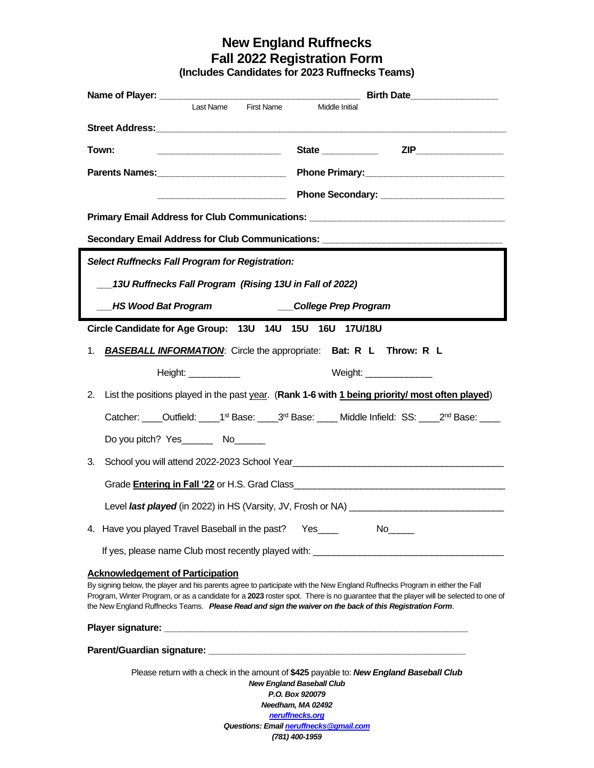# New England Ruffnecks
# Fall 2022 Registration Form
### (Includes Candidates for 2023 Ruffnecks Teams)

**Name of Player:** ________________________________________ **Birth Date**_________________
Last Name First Name Middle Initial

**Street Address:**______________________________________________________________________

**Town:** _________________________ **State** ___________ **ZIP**_________________

**Parents Names:**_________________________ **Phone Primary:**___________________________

_________________________ **Phone Secondary:** ________________________

**Primary Email Address for Club Communications:** ______________________________________

**Secondary Email Address for Club Communications:** ____________________________________

***Select Ruffnecks Fall Program for Registration:***

***___13U Ruffnecks Fall Program (Rising 13U in Fall of 2022)***

***___HS Wood Bat Program*** ***___College Prep Program***

**Circle Candidate for Age Group: 13U 14U 15U 16U 17U/18U**

1. ***BASEBALL INFORMATION***: Circle the appropriate: **Bat: R L Throw: R L**

   Height: __________ Weight: _____________

2. List the positions played in the past year. (**Rank 1-6 with 1 being priority/ most often played**)

   Catcher: ____Outfield: ____1st Base: ____3rd Base: ____ Middle Infield: SS: ____2nd Base: ____

   Do you pitch? Yes______ No______

3. School you will attend 2022-2023 School Year___________________________________________

   Grade **Entering in Fall '22** or H.S. Grad Class___________________________________________

   Level ***last played*** (in 2022) in HS (Varsity, JV, Frosh or NA) _______________________________

4. Have you played Travel Baseball in the past? Yes____ No_____

   If yes, please name Club most recently played with: ______________________________________

**Acknowledgement of Participation**

By signing below, the player and his parents agree to participate with the New England Ruffnecks Program in either the Fall Program, Winter Program, or as a candidate for a **2023** roster spot. There is no guarantee that the player will be selected to one of the New England Ruffnecks Teams. ***Please Read and sign the waiver on the back of this Registration Form***.

**Player signature:** ____________________________________________________________

**Parent/Guardian signature:** ____________________________________________________

Please return with a check in the amount of **$425** payable to: ***New England Baseball Club***

***New England Baseball Club***
***P.O. Box 920079***
***Needham, MA 02492***
***neruffnecks.org***
***Questions: Email neruffnecks@gmail.com***
***(781) 400-1959***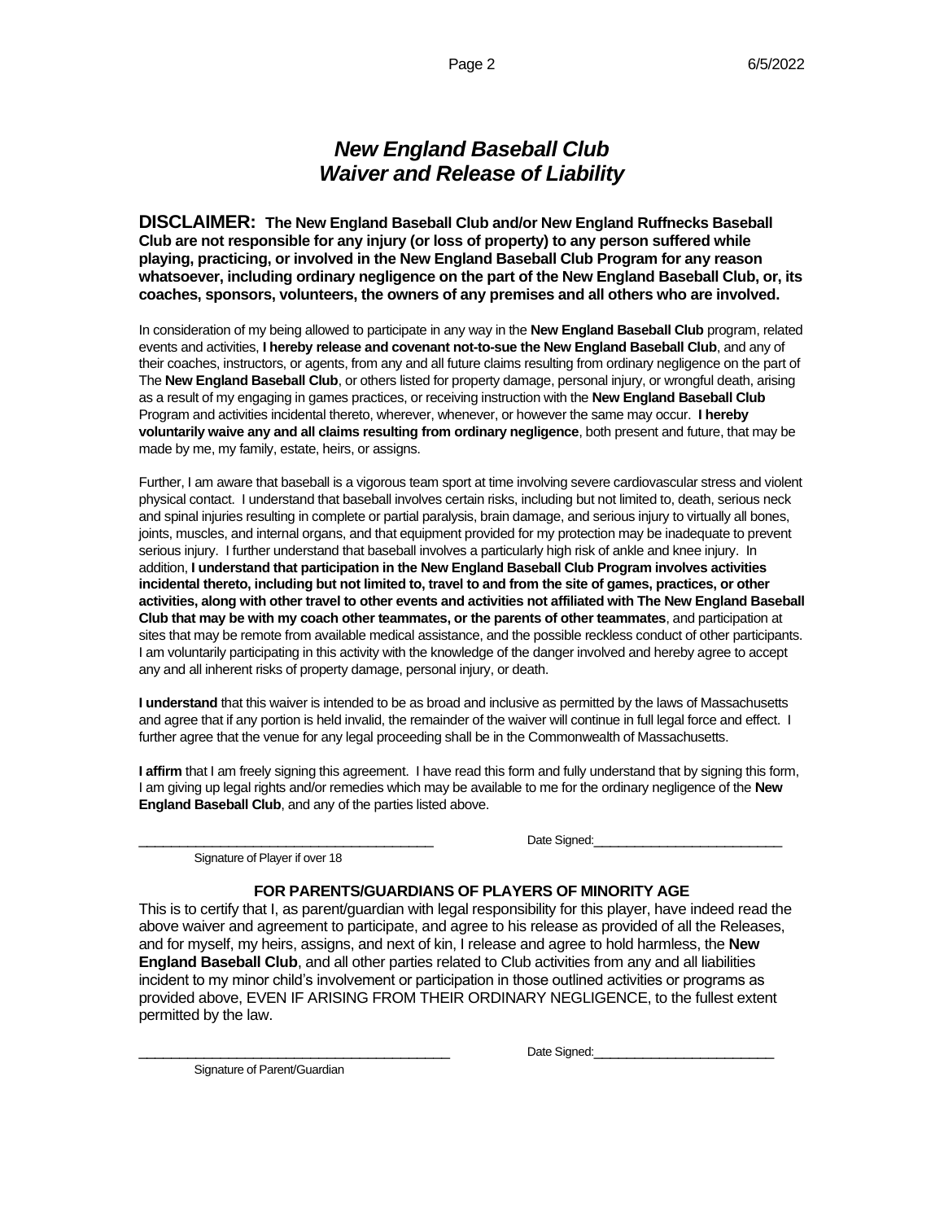# *New England Baseball Club*
# *Waiver and Release of Liability*

**DISCLAIMER: The New England Baseball Club and/or New England Ruffnecks Baseball Club are not responsible for any injury (or loss of property) to any person suffered while playing, practicing, or involved in the New England Baseball Club Program for any reason whatsoever, including ordinary negligence on the part of the New England Baseball Club, or, its coaches, sponsors, volunteers, the owners of any premises and all others who are involved.**

In consideration of my being allowed to participate in any way in the **New England Baseball Club** program, related events and activities, **I hereby release and covenant not-to-sue the New England Baseball Club**, and any of their coaches, instructors, or agents, from any and all future claims resulting from ordinary negligence on the part of The **New England Baseball Club**, or others listed for property damage, personal injury, or wrongful death, arising as a result of my engaging in games practices, or receiving instruction with the **New England Baseball Club** Program and activities incidental thereto, wherever, whenever, or however the same may occur. **I hereby voluntarily waive any and all claims resulting from ordinary negligence**, both present and future, that may be made by me, my family, estate, heirs, or assigns.

Further, I am aware that baseball is a vigorous team sport at time involving severe cardiovascular stress and violent physical contact. I understand that baseball involves certain risks, including but not limited to, death, serious neck and spinal injuries resulting in complete or partial paralysis, brain damage, and serious injury to virtually all bones, joints, muscles, and internal organs, and that equipment provided for my protection may be inadequate to prevent serious injury. I further understand that baseball involves a particularly high risk of ankle and knee injury. In addition, **I understand that participation in the New England Baseball Club Program involves activities incidental thereto, including but not limited to, travel to and from the site of games, practices, or other activities, along with other travel to other events and activities not affiliated with The New England Baseball Club that may be with my coach other teammates, or the parents of other teammates**, and participation at sites that may be remote from available medical assistance, and the possible reckless conduct of other participants. I am voluntarily participating in this activity with the knowledge of the danger involved and hereby agree to accept any and all inherent risks of property damage, personal injury, or death.

**I understand** that this waiver is intended to be as broad and inclusive as permitted by the laws of Massachusetts and agree that if any portion is held invalid, the remainder of the waiver will continue in full legal force and effect. I further agree that the venue for any legal proceeding shall be in the Commonwealth of Massachusetts.

**I affirm** that I am freely signing this agreement. I have read this form and fully understand that by signing this form, I am giving up legal rights and/or remedies which may be available to me for the ordinary negligence of the **New England Baseball Club**, and any of the parties listed above.

_________________________________________ Date Signed:___________________________

Signature of Player if over 18

**FOR PARENTS/GUARDIANS OF PLAYERS OF MINORITY AGE**

This is to certify that I, as parent/guardian with legal responsibility for this player, have indeed read the above waiver and agreement to participate, and agree to his release as provided of all the Releases, and for myself, my heirs, assigns, and next of kin, I release and agree to hold harmless, the **New England Baseball Club**, and all other parties related to Club activities from any and all liabilities incident to my minor child's involvement or participation in those outlined activities or programs as provided above, EVEN IF ARISING FROM THEIR ORDINARY NEGLIGENCE, to the fullest extent permitted by the law.

___________________________________________ Date Signed:__________________________

Signature of Parent/Guardian